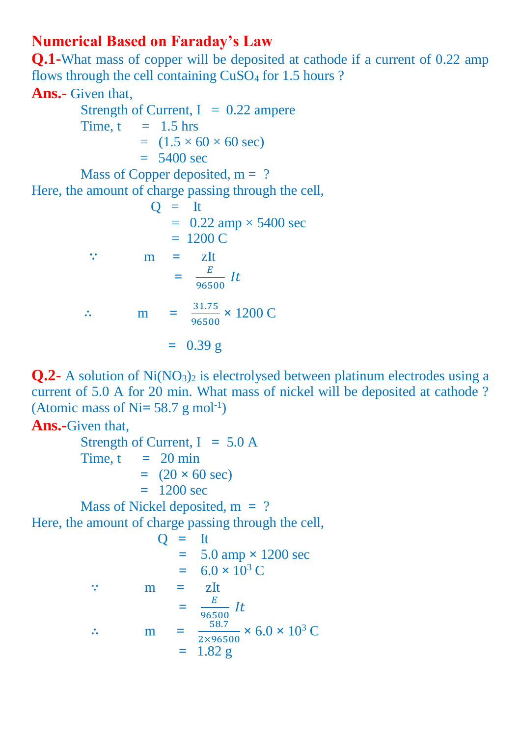# Numerical Based on Faraday's Law

**Q.1-** What mass of copper will be deposited at cathode if a current of 0.22 amp flows through the cell containing $CuSO_4$ for 1.5 hours ?

**Ans.-** Given that,

Strength of Current, $I = 0.22$ ampere

Time, $t = 1.5$ hrs

$= (1.5 \times 60 \times 60 \text{ sec})$

$= 5400$ sec

Mass of Copper deposited, $m = ?$

Here, the amount of charge passing through the cell,

$$Q = It$$

$$= 0.22 \text{ amp} \times 5400 \text{ sec}$$

$$= 1200 \text{ C}$$

$$\because \quad m = zIt$$

$$= \frac{E}{96500} It$$

$$\therefore \quad m = \frac{31.75}{96500} \times 1200 \text{ C}$$

$$= 0.39 \text{ g}$$

**Q.2-** A solution of $Ni(NO_3)_2$ is electrolysed between platinum electrodes using a current of 5.0 A for 20 min. What mass of nickel will be deposited at cathode ? (Atomic mass of Ni= 58.7 g $mol^{-1}$)

**Ans.-** Given that,

Strength of Current, $I = 5.0$ A

Time, $t = 20$ min

$= (20 \times 60 \text{ sec})$

$= 1200$ sec

Mass of Nickel deposited, $m = ?$

Here, the amount of charge passing through the cell,

$$Q = It$$

$$= 5.0 \text{ amp} \times 1200 \text{ sec}$$

$$= 6.0 \times 10^3 \text{ C}$$

$$\because \quad m = zIt$$

$$= \frac{E}{96500} It$$

$$\therefore \quad m = \frac{58.7}{2 \times 96500} \times 6.0 \times 10^3 \text{ C}$$

$$= 1.82 \text{ g}$$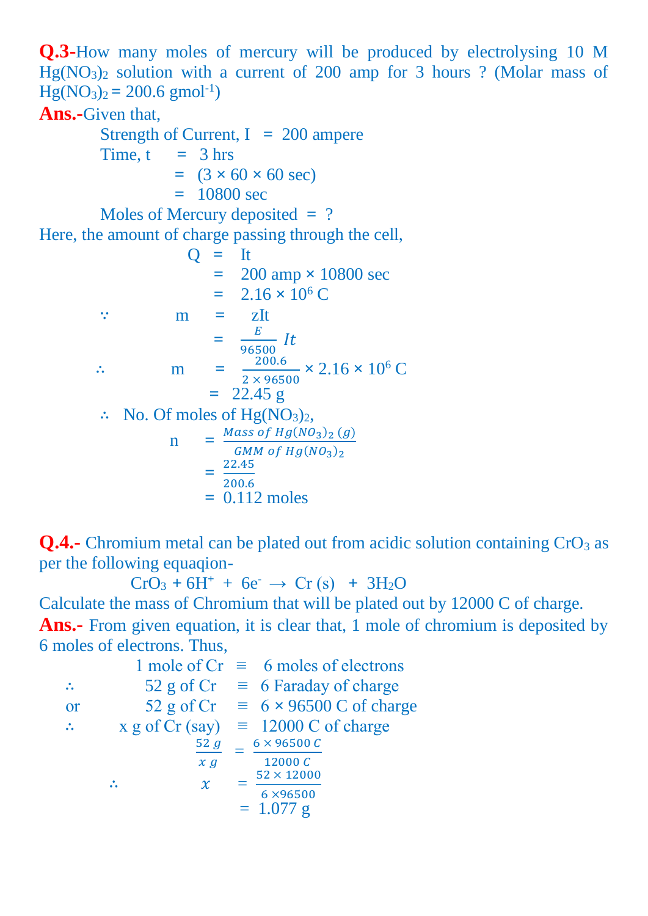**Q.3-**How many moles of mercury will be produced by electrolysing 10 M $Hg(NO_3)_2$ solution with a current of 200 amp for 3 hours ? (Molar mass of $Hg(NO_3)_2 = 200.6\ gmol^{-1}$)

**Ans.-**Given that,

Strength of Current, I = 200 ampere

Time, t = 3 hrs

= (3 × 60 × 60 sec)

= 10800 sec

Moles of Mercury deposited = ?

Here, the amount of charge passing through the cell,

$$Q = It$$

$$= 200 \text{ amp} \times 10800 \text{ sec}$$

$$= 2.16 \times 10^6 \text{ C}$$

$$\because \quad m = zIt$$

$$= \frac{E}{96500} It$$

$$\therefore \quad m = \frac{200.6}{2 \times 96500} \times 2.16 \times 10^6 \text{ C}$$

$$= 22.45 \text{ g}$$

∴ No. Of moles of $Hg(NO_3)_2$,

$$n = \frac{Mass\ of\ Hg(NO_3)_2\ (g)}{GMM\ of\ Hg(NO_3)_2}$$

$$= \frac{22.45}{200.6}$$

$$= 0.112 \text{ moles}$$

**Q.4.-** Chromium metal can be plated out from acidic solution containing $CrO_3$ as per the following equaqion-

$$CrO_3 + 6H^+ + 6e^- \rightarrow Cr\ (s) + 3H_2O$$

Calculate the mass of Chromium that will be plated out by 12000 C of charge.

**Ans.-** From given equation, it is clear that, 1 mole of chromium is deposited by 6 moles of electrons. Thus,

1 mole of Cr ≡ 6 moles of electrons

∴ 52 g of Cr ≡ 6 Faraday of charge

or 52 g of Cr ≡ 6 × 96500 C of charge

∴ x g of Cr (say) ≡ 12000 C of charge

$$\frac{52\ g}{x\ g} = \frac{6 \times 96500\ C}{12000\ C}$$

$$\therefore \quad x = \frac{52 \times 12000}{6 \times 96500}$$

$$= 1.077 \text{ g}$$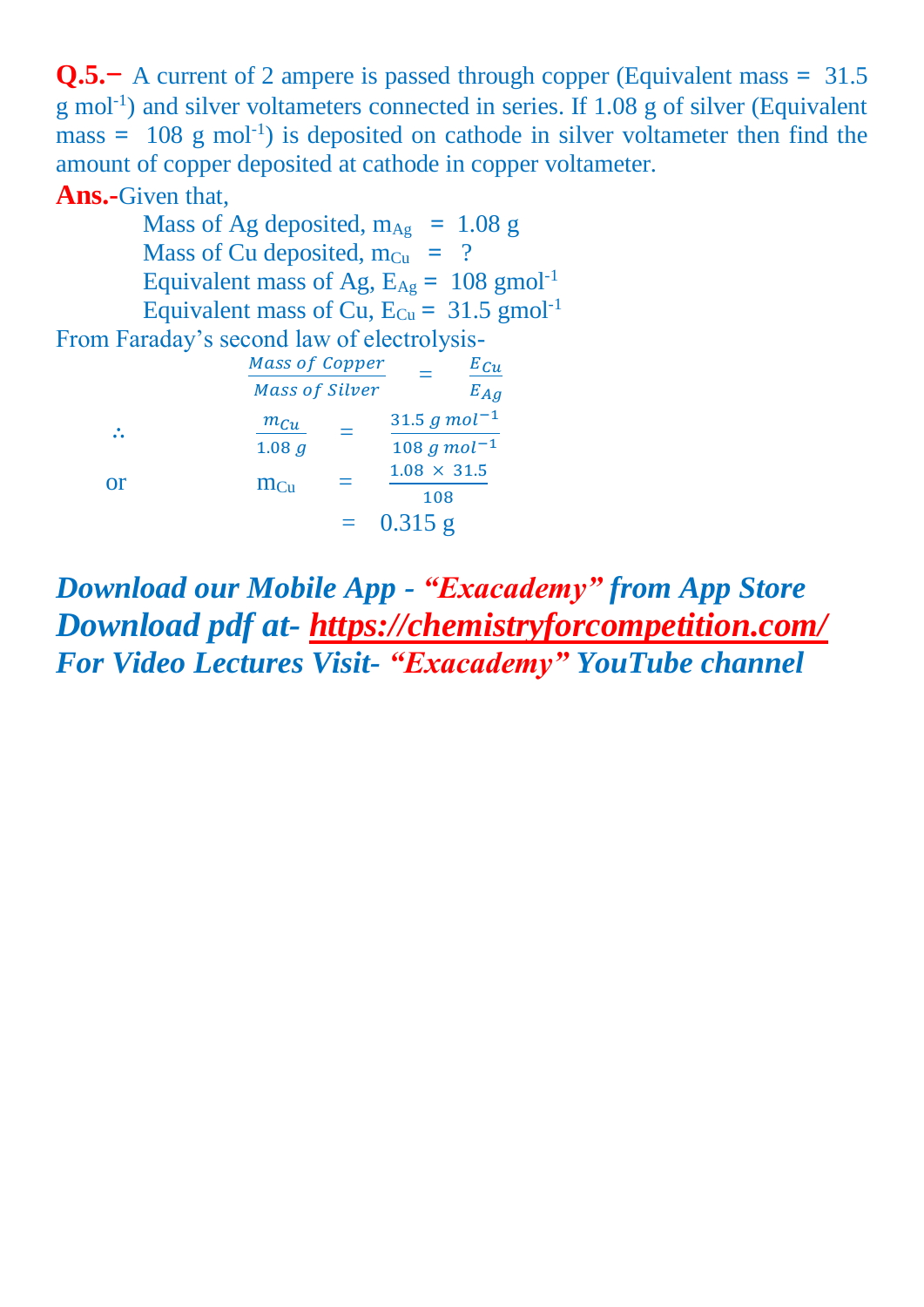**Q.5.−** A current of 2 ampere is passed through copper (Equivalent mass = 31.5 g mol$^{-1}$) and silver voltameters connected in series. If 1.08 g of silver (Equivalent mass = 108 g mol$^{-1}$) is deposited on cathode in silver voltameter then find the amount of copper deposited at cathode in copper voltameter.

**Ans.-** Given that,

Mass of Ag deposited, $m_{Ag}$ = 1.08 g

Mass of Cu deposited, $m_{Cu}$ = ?

Equivalent mass of Ag, $E_{Ag}$ = 108 gmol$^{-1}$

Equivalent mass of Cu, $E_{Cu}$ = 31.5 gmol$^{-1}$

From Faraday's second law of electrolysis-

$$\frac{Mass\ of\ Copper}{Mass\ of\ Silver} = \frac{E_{Cu}}{E_{Ag}}$$

$$\therefore \quad \frac{m_{Cu}}{1.08\ g} = \frac{31.5\ g\ mol^{-1}}{108\ g\ mol^{-1}}$$

$$\text{or} \quad m_{Cu} = \frac{1.08 \times 31.5}{108}$$

$$= 0.315\ g$$

***Download our Mobile App - "Exacademy" from App Store***

***Download pdf at- https://chemistryforcompetition.com/***

***For Video Lectures Visit- "Exacademy" YouTube channel***